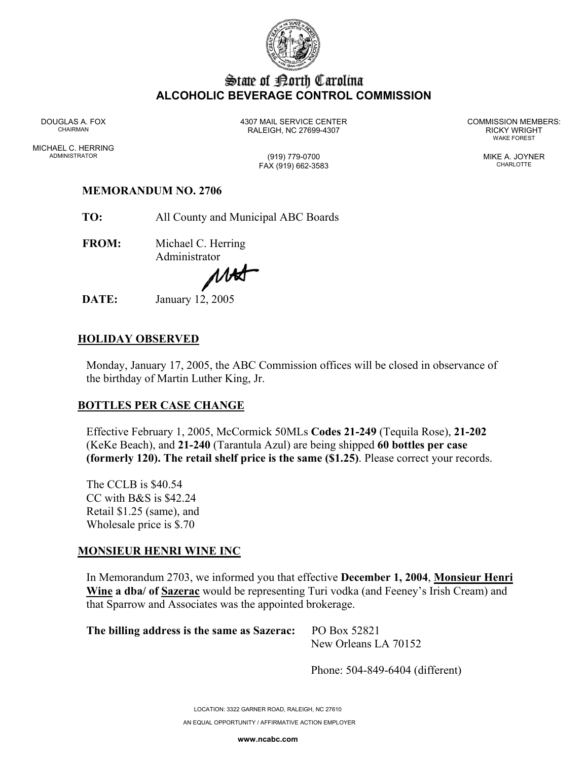# State of North Carolina
## ALCOHOLIC BEVERAGE CONTROL COMMISSION

DOUGLAS A. FOX
CHAIRMAN

MICHAEL C. HERRING
ADMINISTRATOR

4307 MAIL SERVICE CENTER
RALEIGH, NC 27699-4307

(919) 779-0700
FAX (919) 662-3583

COMMISSION MEMBERS:
RICKY WRIGHT
WAKE FOREST

MIKE A. JOYNER
CHARLOTTE

**MEMORANDUM NO. 2706**

**TO:** All County and Municipal ABC Boards

**FROM:** Michael C. Herring
Administrator

**DATE:** January 12, 2005

**HOLIDAY OBSERVED**

Monday, January 17, 2005, the ABC Commission offices will be closed in observance of the birthday of Martin Luther King, Jr.

**BOTTLES PER CASE CHANGE**

Effective February 1, 2005, McCormick 50MLs **Codes 21-249** (Tequila Rose), **21-202** (KeKe Beach), and **21-240** (Tarantula Azul) are being shipped **60 bottles per case (formerly 120). The retail shelf price is the same ($1.25)**. Please correct your records.

The CCLB is $40.54
CC with B&S is $42.24
Retail $1.25 (same), and
Wholesale price is $.70

**MONSIEUR HENRI WINE INC**

In Memorandum 2703, we informed you that effective **December 1, 2004**, **Monsieur Henri Wine a dba/ of Sazerac** would be representing Turi vodka (and Feeney's Irish Cream) and that Sparrow and Associates was the appointed brokerage.

**The billing address is the same as Sazerac:** PO Box 52821
New Orleans LA 70152

Phone: 504-849-6404 (different)

LOCATION: 3322 GARNER ROAD, RALEIGH, NC 27610

AN EQUAL OPPORTUNITY / AFFIRMATIVE ACTION EMPLOYER

www.ncabc.com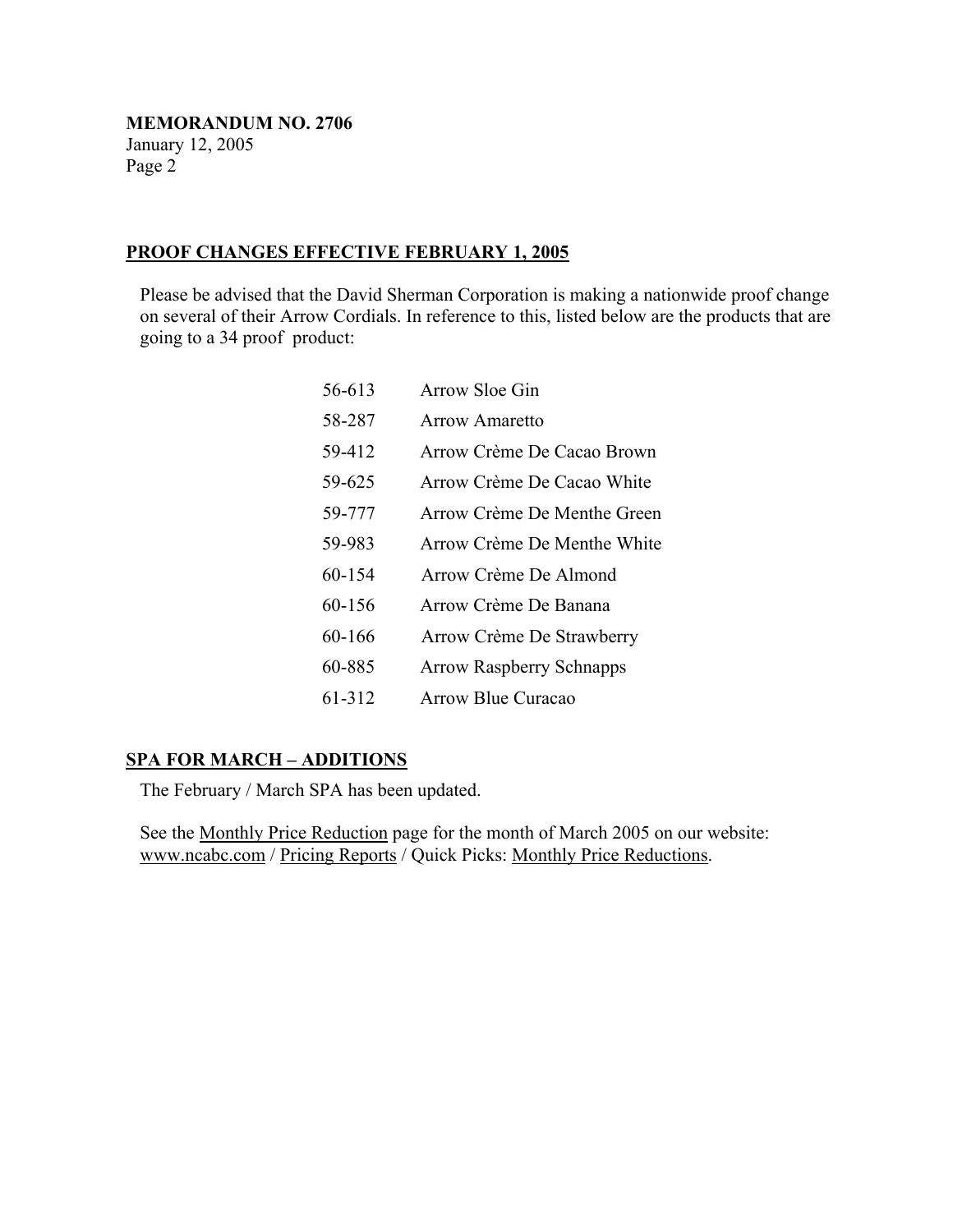**MEMORANDUM NO. 2706**
January 12, 2005
Page 2

## PROOF CHANGES EFFECTIVE FEBRUARY 1, 2005

Please be advised that the David Sherman Corporation is making a nationwide proof change on several of their Arrow Cordials. In reference to this, listed below are the products that are going to a 34 proof product:

| | |
|---|---|
| 56-613 | Arrow Sloe Gin |
| 58-287 | Arrow Amaretto |
| 59-412 | Arrow Crème De Cacao Brown |
| 59-625 | Arrow Crème De Cacao White |
| 59-777 | Arrow Crème De Menthe Green |
| 59-983 | Arrow Crème De Menthe White |
| 60-154 | Arrow Crème De Almond |
| 60-156 | Arrow Crème De Banana |
| 60-166 | Arrow Crème De Strawberry |
| 60-885 | Arrow Raspberry Schnapps |
| 61-312 | Arrow Blue Curacao |

## SPA FOR MARCH – ADDITIONS

The February / March SPA has been updated.

See the Monthly Price Reduction page for the month of March 2005 on our website: www.ncabc.com / Pricing Reports / Quick Picks: Monthly Price Reductions.